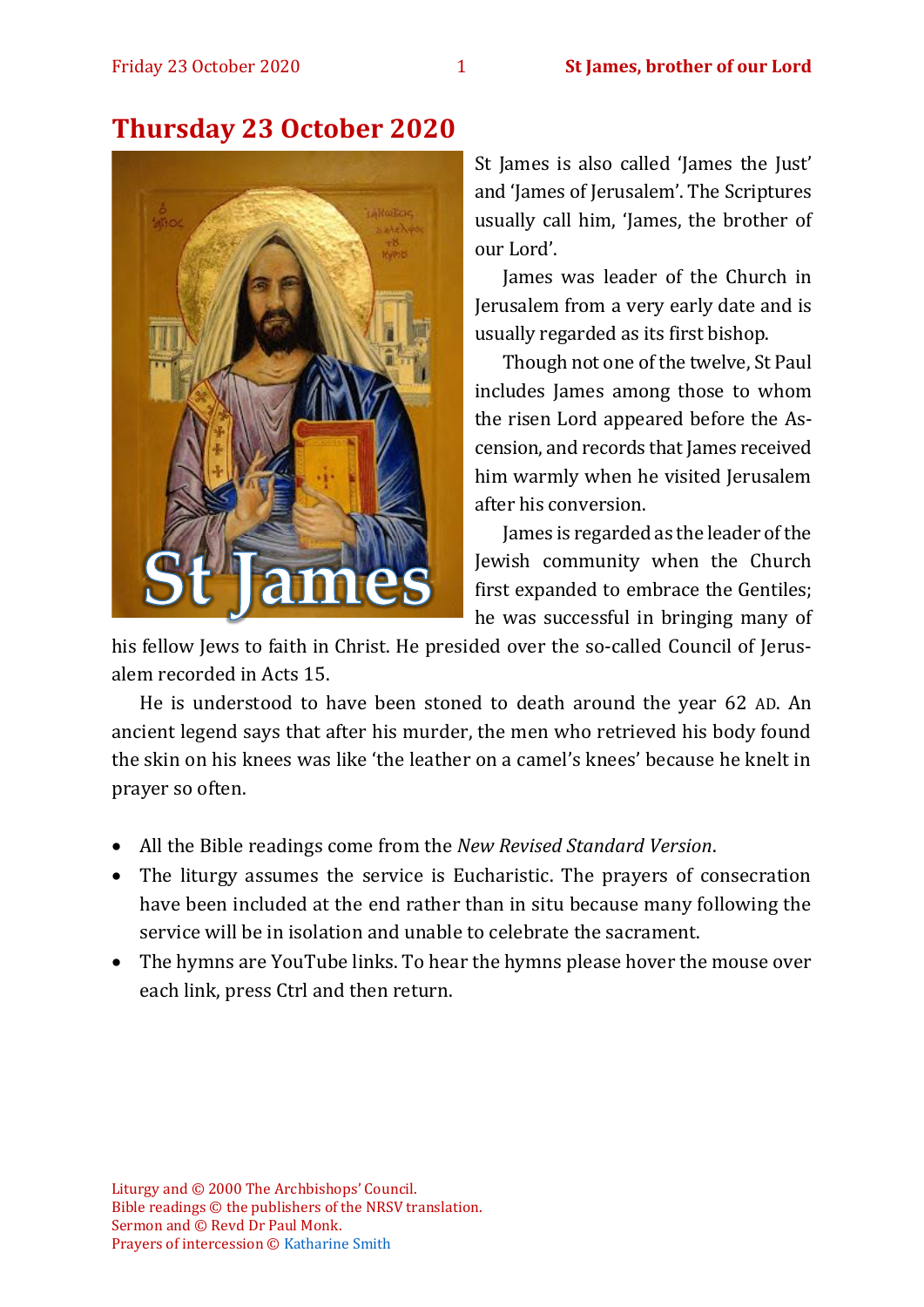# Thursday 23 October 2020

St James is also called 'James the Just' and 'James of Jerusalem'. The Scriptures usually call him, 'James, the brother of our Lord'.

James was leader of the Church in Jerusalem from a very early date and is usually regarded as its first bishop.

Though not one of the twelve, St Paul includes James among those to whom the risen Lord appeared before the Ascension, and records that James received him warmly when he visited Jerusalem after his conversion.

James is regarded as the leader of the Jewish community when the Church first expanded to embrace the Gentiles; he was successful in bringing many of his fellow Jews to faith in Christ. He presided over the so-called Council of Jerusalem recorded in Acts 15.

He is understood to have been stoned to death around the year 62 AD. An ancient legend says that after his murder, the men who retrieved his body found the skin on his knees was like 'the leather on a camel's knees' because he knelt in prayer so often.

- All the Bible readings come from the *New Revised Standard Version*.
- The liturgy assumes the service is Eucharistic. The prayers of consecration have been included at the end rather than in situ because many following the service will be in isolation and unable to celebrate the sacrament.
- The hymns are YouTube links. To hear the hymns please hover the mouse over each link, press Ctrl and then return.

Liturgy and © 2000 The Archbishops' Council.
Bible readings © the publishers of the NRSV translation.
Sermon and © Revd Dr Paul Monk.
Prayers of intercession © Katharine Smith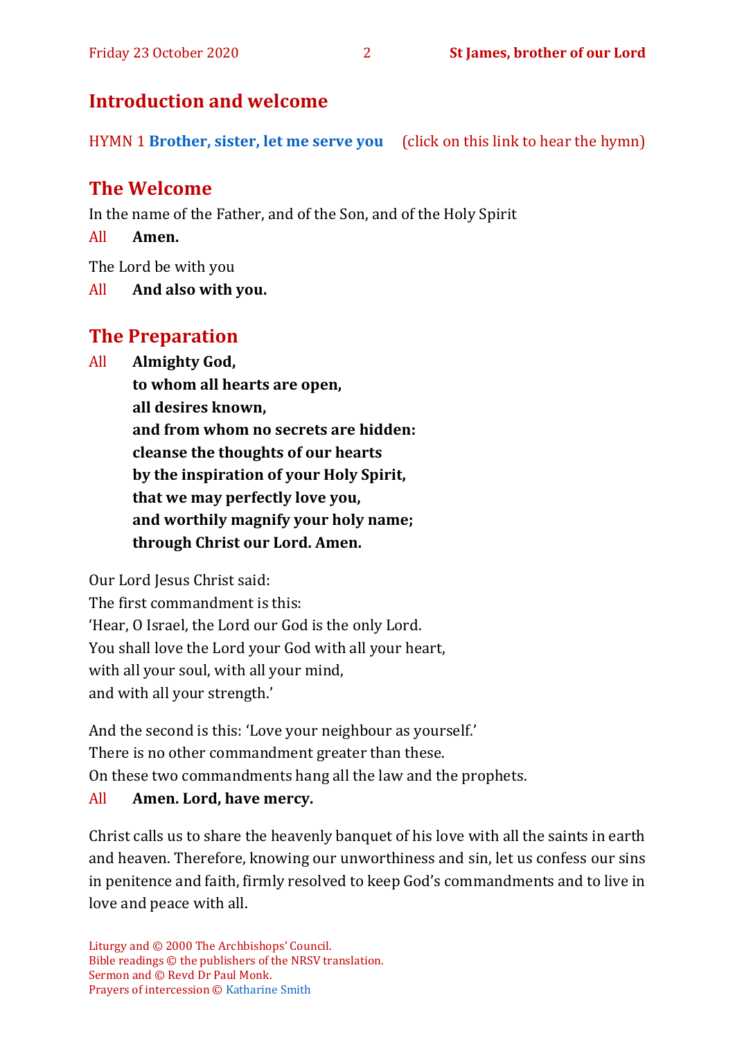## Introduction and welcome

HYMN 1 **Brother, sister, let me serve you** (click on this link to hear the hymn)

## The Welcome

In the name of the Father, and of the Son, and of the Holy Spirit

All **Amen.**

The Lord be with you

All **And also with you.**

## The Preparation

All **Almighty God,**
**to whom all hearts are open,**
**all desires known,**
**and from whom no secrets are hidden:**
**cleanse the thoughts of our hearts**
**by the inspiration of your Holy Spirit,**
**that we may perfectly love you,**
**and worthily magnify your holy name;**
**through Christ our Lord. Amen.**

Our Lord Jesus Christ said:
The first commandment is this:
'Hear, O Israel, the Lord our God is the only Lord.
You shall love the Lord your God with all your heart,
with all your soul, with all your mind,
and with all your strength.'

And the second is this: 'Love your neighbour as yourself.'
There is no other commandment greater than these.
On these two commandments hang all the law and the prophets.

All **Amen. Lord, have mercy.**

Christ calls us to share the heavenly banquet of his love with all the saints in earth and heaven. Therefore, knowing our unworthiness and sin, let us confess our sins in penitence and faith, firmly resolved to keep God's commandments and to live in love and peace with all.

Liturgy and © 2000 The Archbishops' Council.
Bible readings © the publishers of the NRSV translation.
Sermon and © Revd Dr Paul Monk.
Prayers of intercession © Katharine Smith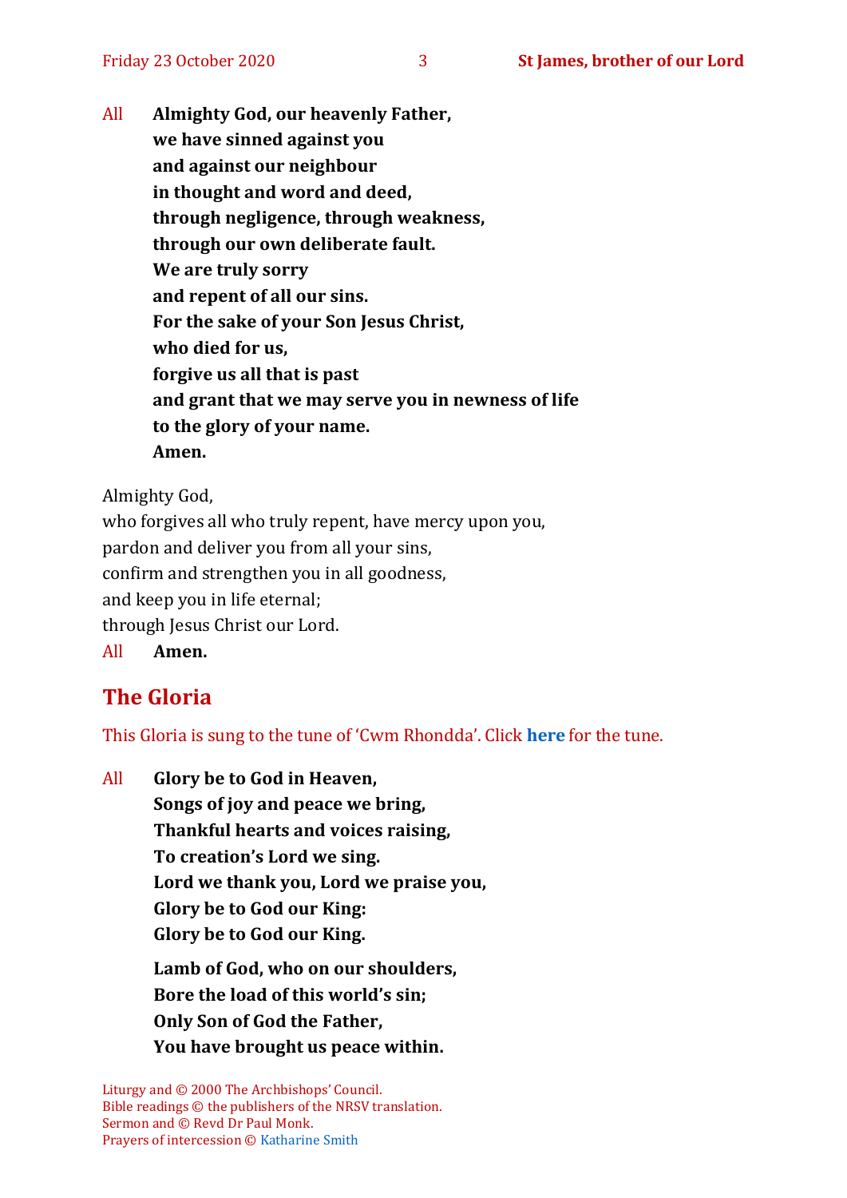All **Almighty God, our heavenly Father,**
**we have sinned against you**
**and against our neighbour**
**in thought and word and deed,**
**through negligence, through weakness,**
**through our own deliberate fault.**
**We are truly sorry**
**and repent of all our sins.**
**For the sake of your Son Jesus Christ,**
**who died for us,**
**forgive us all that is past**
**and grant that we may serve you in newness of life**
**to the glory of your name.**
**Amen.**

Almighty God,
who forgives all who truly repent, have mercy upon you,
pardon and deliver you from all your sins,
confirm and strengthen you in all goodness,
and keep you in life eternal;
through Jesus Christ our Lord.

All **Amen.**

## The Gloria

This Gloria is sung to the tune of 'Cwm Rhondda'. Click **here** for the tune.

All **Glory be to God in Heaven,**
**Songs of joy and peace we bring,**
**Thankful hearts and voices raising,**
**To creation's Lord we sing.**
**Lord we thank you, Lord we praise you,**
**Glory be to God our King:**
**Glory be to God our King.**

**Lamb of God, who on our shoulders,**
**Bore the load of this world's sin;**
**Only Son of God the Father,**
**You have brought us peace within.**

Liturgy and © 2000 The Archbishops' Council.
Bible readings © the publishers of the NRSV translation.
Sermon and © Revd Dr Paul Monk.
Prayers of intercession © Katharine Smith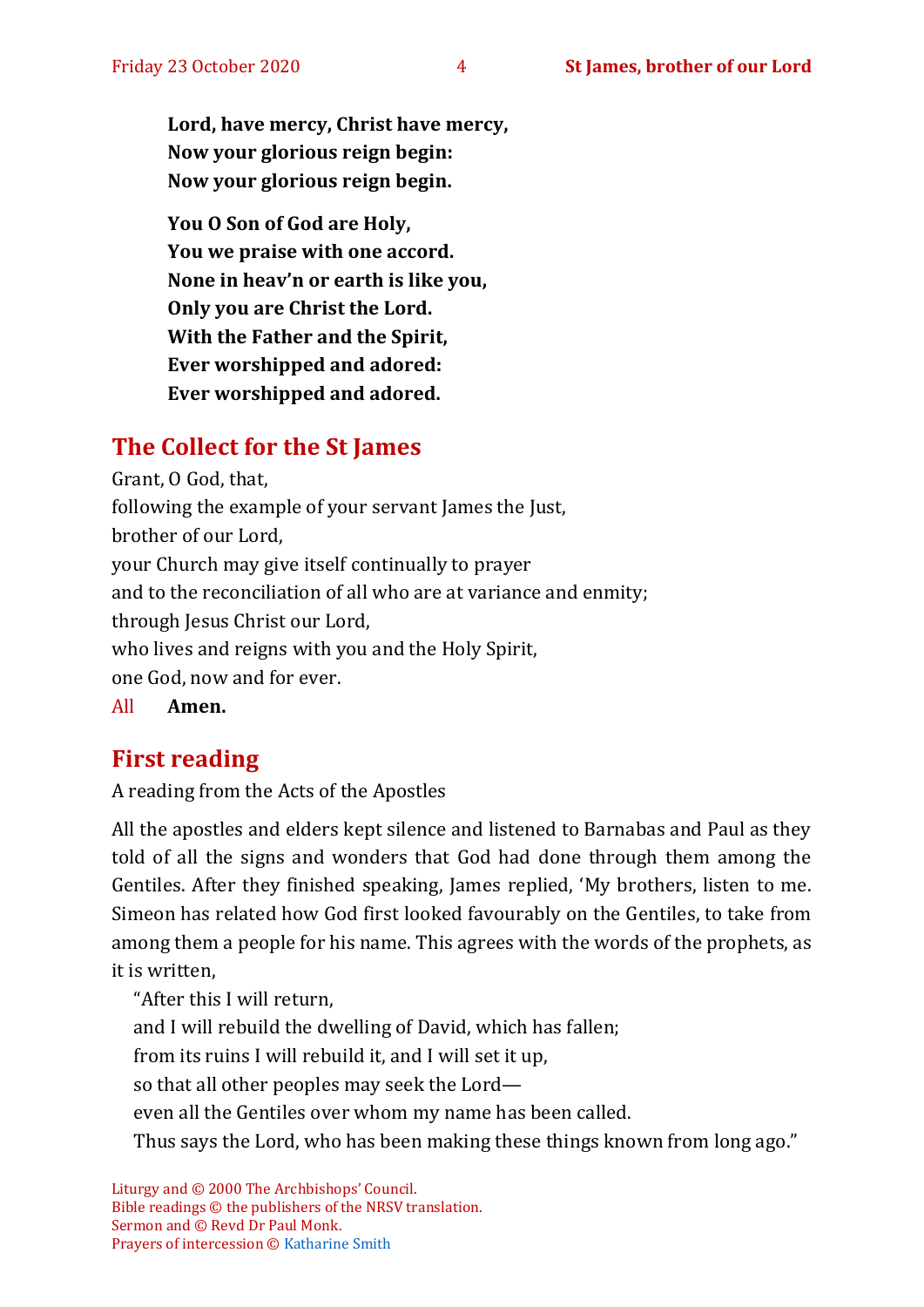**Lord, have mercy, Christ have mercy,**
**Now your glorious reign begin:**
**Now your glorious reign begin.**

**You O Son of God are Holy,**
**You we praise with one accord.**
**None in heav'n or earth is like you,**
**Only you are Christ the Lord.**
**With the Father and the Spirit,**
**Ever worshipped and adored:**
**Ever worshipped and adored.**

## The Collect for the St James

Grant, O God, that,
following the example of your servant James the Just,
brother of our Lord,
your Church may give itself continually to prayer
and to the reconciliation of all who are at variance and enmity;
through Jesus Christ our Lord,
who lives and reigns with you and the Holy Spirit,
one God, now and for ever.

All **Amen.**

## First reading

A reading from the Acts of the Apostles

All the apostles and elders kept silence and listened to Barnabas and Paul as they told of all the signs and wonders that God had done through them among the Gentiles. After they finished speaking, James replied, 'My brothers, listen to me. Simeon has related how God first looked favourably on the Gentiles, to take from among them a people for his name. This agrees with the words of the prophets, as it is written,

“After this I will return,
and I will rebuild the dwelling of David, which has fallen;
from its ruins I will rebuild it, and I will set it up,
so that all other peoples may seek the Lord—
even all the Gentiles over whom my name has been called.
Thus says the Lord, who has been making these things known from long ago.”

Liturgy and © 2000 The Archbishops' Council.
Bible readings © the publishers of the NRSV translation.
Sermon and © Revd Dr Paul Monk.
Prayers of intercession © Katharine Smith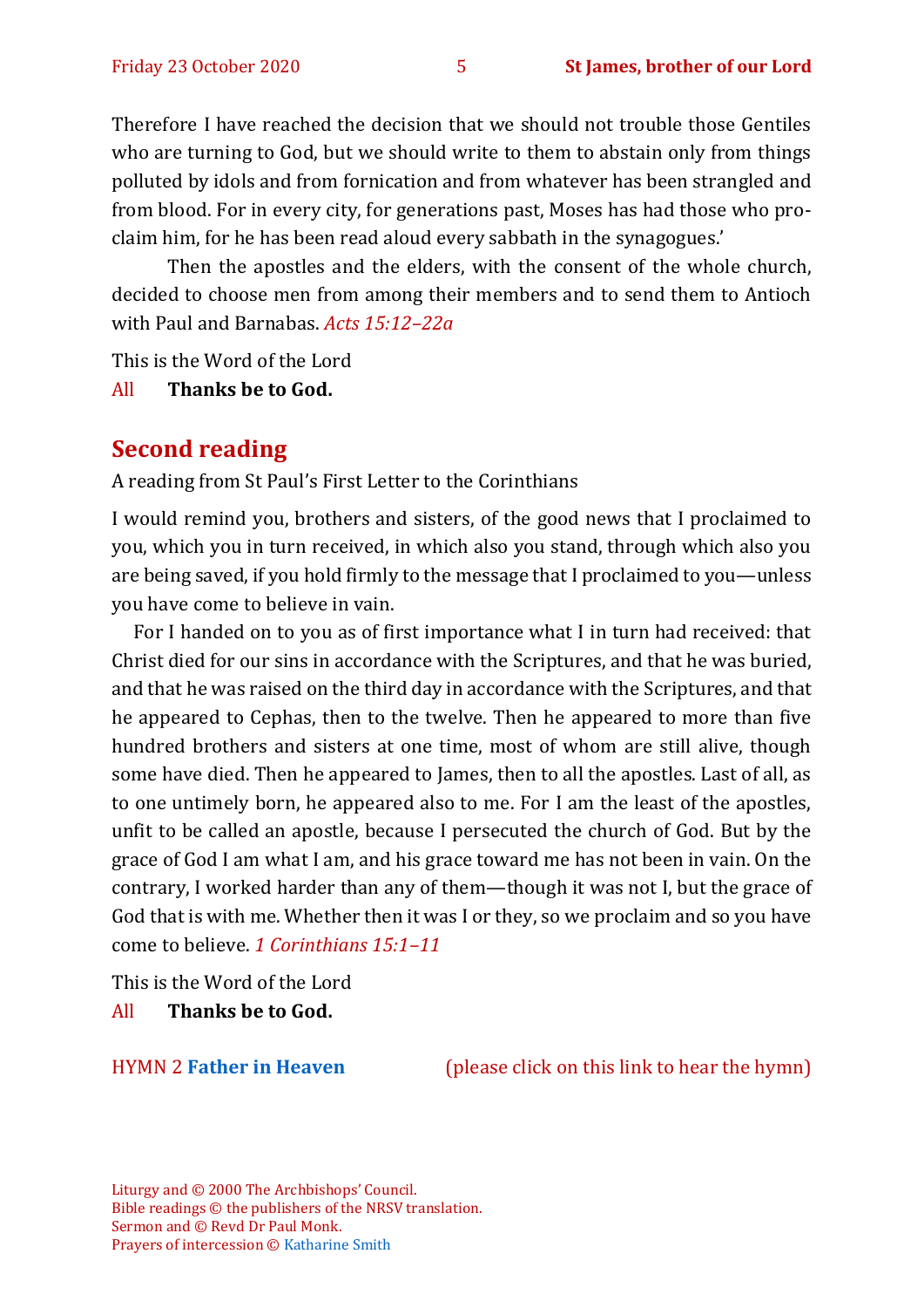Therefore I have reached the decision that we should not trouble those Gentiles who are turning to God, but we should write to them to abstain only from things polluted by idols and from fornication and from whatever has been strangled and from blood. For in every city, for generations past, Moses has had those who proclaim him, for he has been read aloud every sabbath in the synagogues.'

Then the apostles and the elders, with the consent of the whole church, decided to choose men from among their members and to send them to Antioch with Paul and Barnabas. *Acts 15:12–22a*

This is the Word of the Lord
All **Thanks be to God.**

## Second reading

A reading from St Paul's First Letter to the Corinthians

I would remind you, brothers and sisters, of the good news that I proclaimed to you, which you in turn received, in which also you stand, through which also you are being saved, if you hold firmly to the message that I proclaimed to you—unless you have come to believe in vain.

For I handed on to you as of first importance what I in turn had received: that Christ died for our sins in accordance with the Scriptures, and that he was buried, and that he was raised on the third day in accordance with the Scriptures, and that he appeared to Cephas, then to the twelve. Then he appeared to more than five hundred brothers and sisters at one time, most of whom are still alive, though some have died. Then he appeared to James, then to all the apostles. Last of all, as to one untimely born, he appeared also to me. For I am the least of the apostles, unfit to be called an apostle, because I persecuted the church of God. But by the grace of God I am what I am, and his grace toward me has not been in vain. On the contrary, I worked harder than any of them—though it was not I, but the grace of God that is with me. Whether then it was I or they, so we proclaim and so you have come to believe. *1 Corinthians 15:1–11*

This is the Word of the Lord
All **Thanks be to God.**

HYMN 2 **Father in Heaven** (please click on this link to hear the hymn)

Liturgy and © 2000 The Archbishops' Council.
Bible readings © the publishers of the NRSV translation.
Sermon and © Revd Dr Paul Monk.
Prayers of intercession © Katharine Smith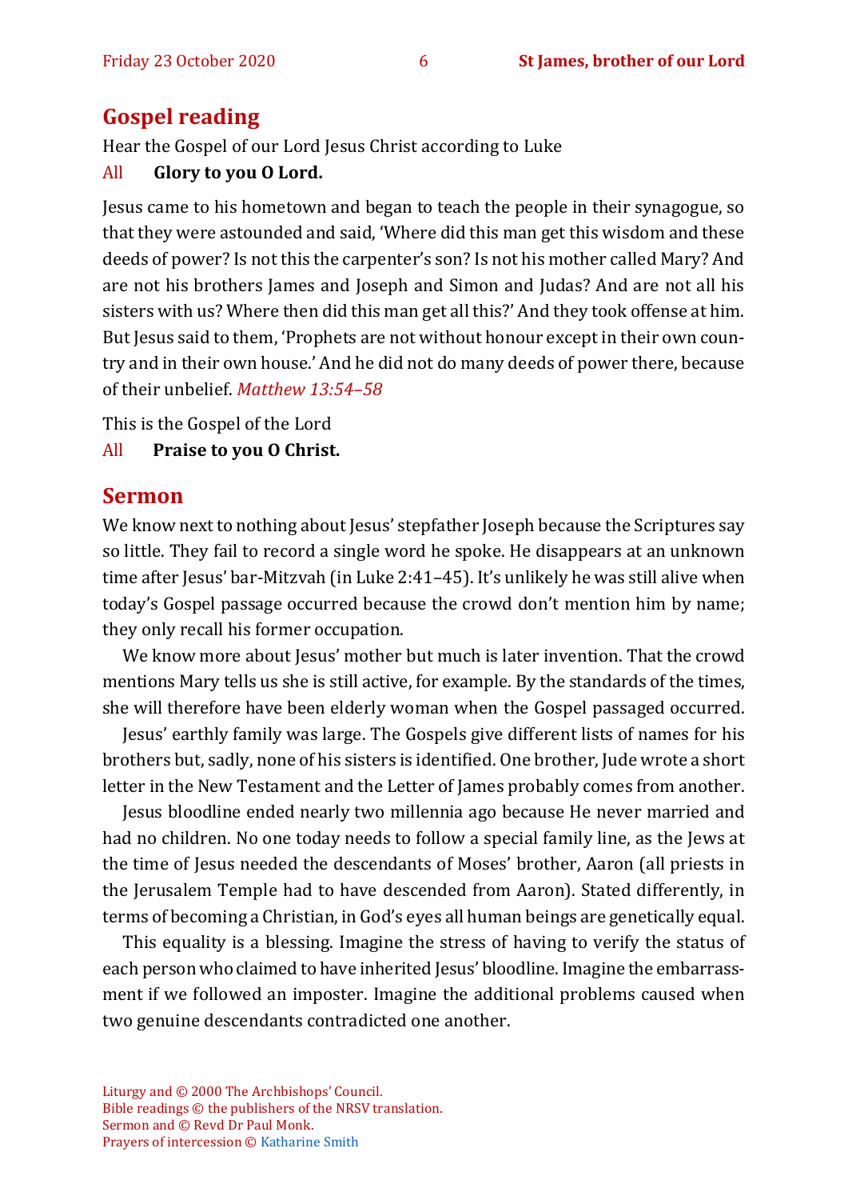## Gospel reading

Hear the Gospel of our Lord Jesus Christ according to Luke

All **Glory to you O Lord.**

Jesus came to his hometown and began to teach the people in their synagogue, so that they were astounded and said, 'Where did this man get this wisdom and these deeds of power? Is not this the carpenter's son? Is not his mother called Mary? And are not his brothers James and Joseph and Simon and Judas? And are not all his sisters with us? Where then did this man get all this?' And they took offense at him. But Jesus said to them, 'Prophets are not without honour except in their own country and in their own house.' And he did not do many deeds of power there, because of their unbelief. *Matthew 13:54–58*

This is the Gospel of the Lord

All **Praise to you O Christ.**

## Sermon

We know next to nothing about Jesus' stepfather Joseph because the Scriptures say so little. They fail to record a single word he spoke. He disappears at an unknown time after Jesus' bar-Mitzvah (in Luke 2:41–45). It's unlikely he was still alive when today's Gospel passage occurred because the crowd don't mention him by name; they only recall his former occupation.

We know more about Jesus' mother but much is later invention. That the crowd mentions Mary tells us she is still active, for example. By the standards of the times, she will therefore have been elderly woman when the Gospel passaged occurred.

Jesus' earthly family was large. The Gospels give different lists of names for his brothers but, sadly, none of his sisters is identified. One brother, Jude wrote a short letter in the New Testament and the Letter of James probably comes from another.

Jesus bloodline ended nearly two millennia ago because He never married and had no children. No one today needs to follow a special family line, as the Jews at the time of Jesus needed the descendants of Moses' brother, Aaron (all priests in the Jerusalem Temple had to have descended from Aaron). Stated differently, in terms of becoming a Christian, in God's eyes all human beings are genetically equal.

This equality is a blessing. Imagine the stress of having to verify the status of each person who claimed to have inherited Jesus' bloodline. Imagine the embarrassment if we followed an imposter. Imagine the additional problems caused when two genuine descendants contradicted one another.

Liturgy and © 2000 The Archbishops' Council.
Bible readings © the publishers of the NRSV translation.
Sermon and © Revd Dr Paul Monk.
Prayers of intercession © Katharine Smith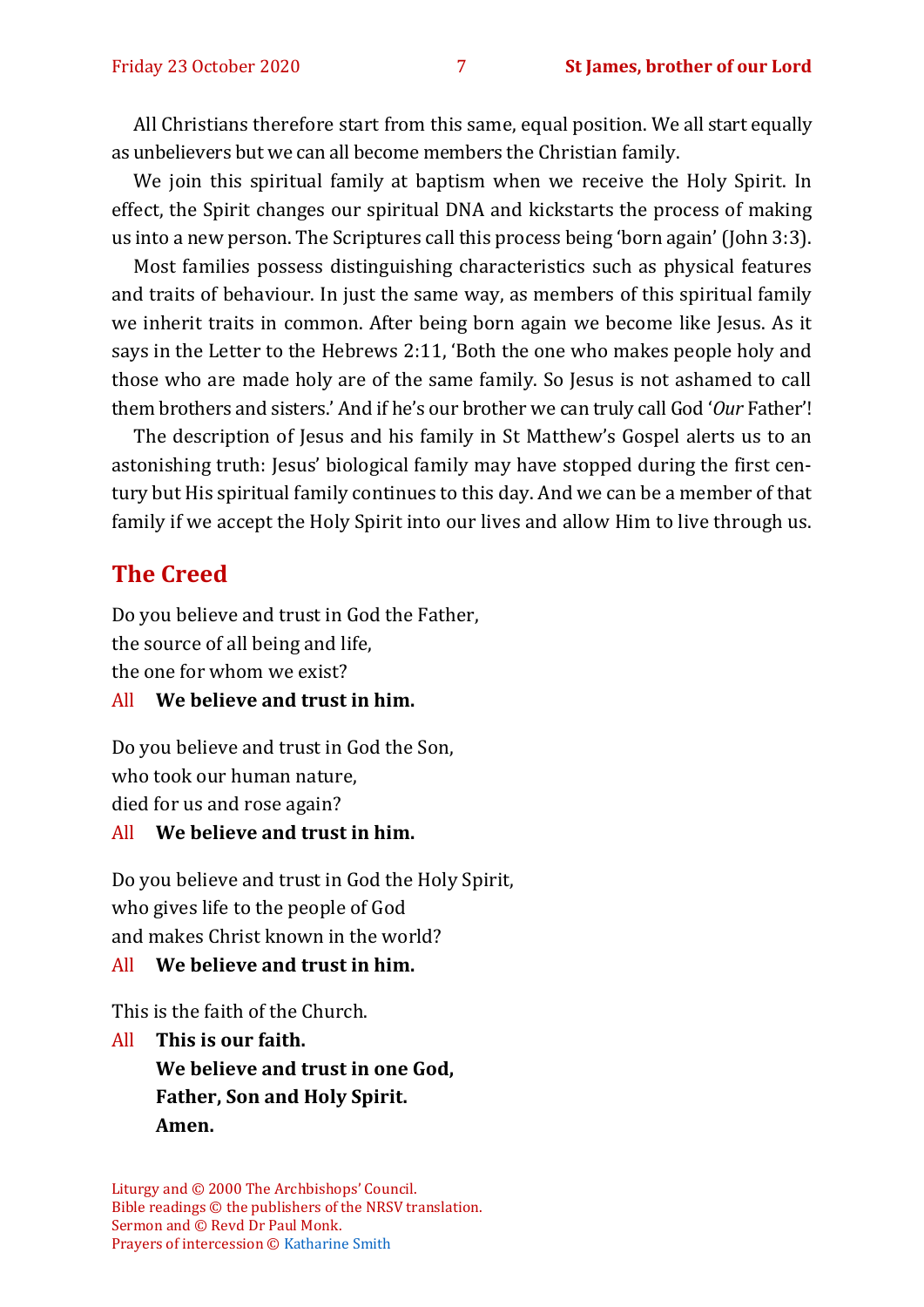All Christians therefore start from this same, equal position. We all start equally as unbelievers but we can all become members the Christian family.

We join this spiritual family at baptism when we receive the Holy Spirit. In effect, the Spirit changes our spiritual DNA and kickstarts the process of making us into a new person. The Scriptures call this process being 'born again' (John 3:3).

Most families possess distinguishing characteristics such as physical features and traits of behaviour. In just the same way, as members of this spiritual family we inherit traits in common. After being born again we become like Jesus. As it says in the Letter to the Hebrews 2:11, 'Both the one who makes people holy and those who are made holy are of the same family. So Jesus is not ashamed to call them brothers and sisters.' And if he's our brother we can truly call God '*Our* Father'!

The description of Jesus and his family in St Matthew's Gospel alerts us to an astonishing truth: Jesus' biological family may have stopped during the first century but His spiritual family continues to this day. And we can be a member of that family if we accept the Holy Spirit into our lives and allow Him to live through us.

## The Creed

Do you believe and trust in God the Father,
the source of all being and life,
the one for whom we exist?

All **We believe and trust in him.**

Do you believe and trust in God the Son,
who took our human nature,
died for us and rose again?

All **We believe and trust in him.**

Do you believe and trust in God the Holy Spirit,
who gives life to the people of God
and makes Christ known in the world?

All **We believe and trust in him.**

This is the faith of the Church.

All **This is our faith.**
**We believe and trust in one God,**
**Father, Son and Holy Spirit.**
**Amen.**

Liturgy and © 2000 The Archbishops' Council.
Bible readings © the publishers of the NRSV translation.
Sermon and © Revd Dr Paul Monk.
Prayers of intercession © Katharine Smith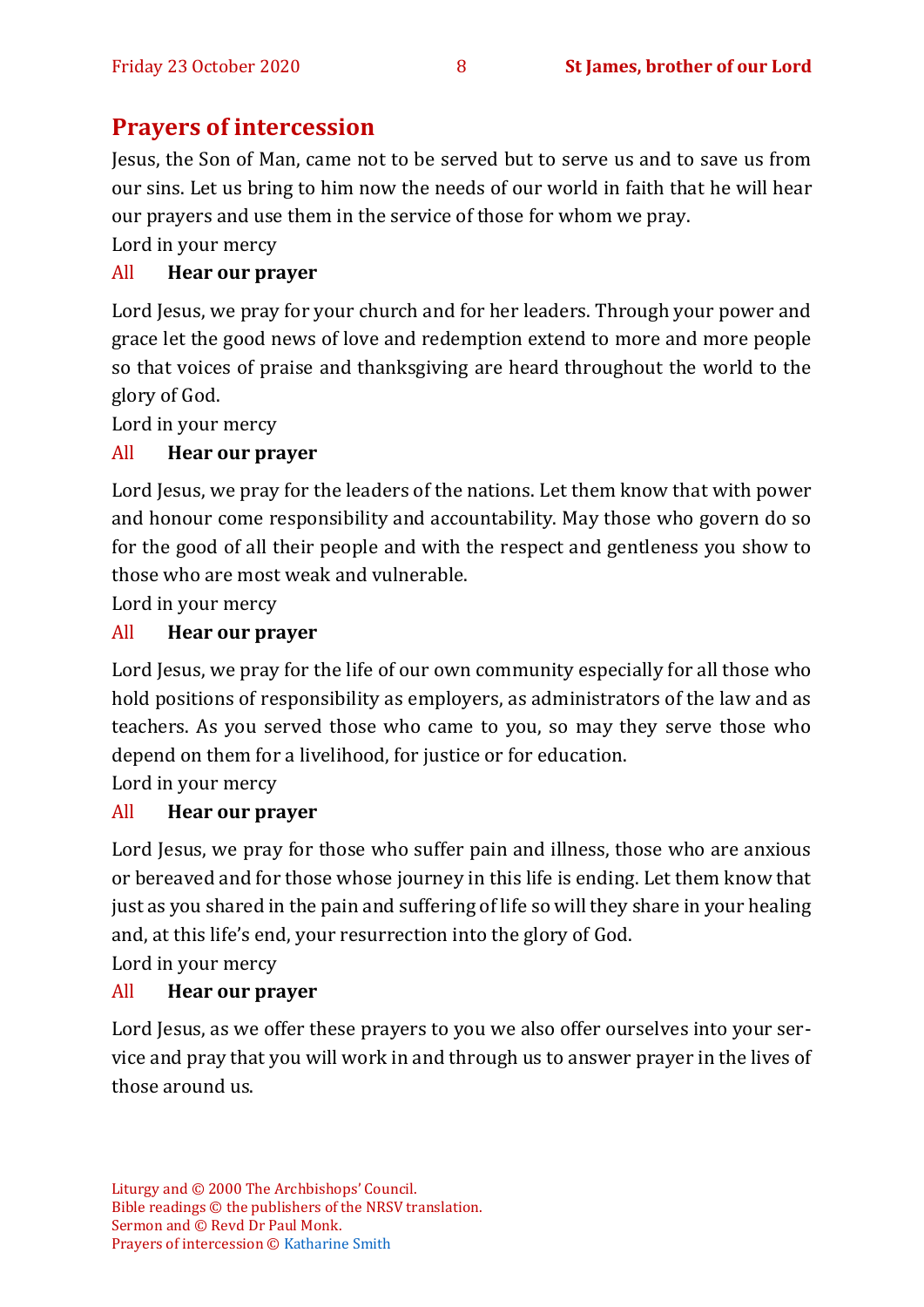## Prayers of intercession

Jesus, the Son of Man, came not to be served but to serve us and to save us from our sins. Let us bring to him now the needs of our world in faith that he will hear our prayers and use them in the service of those for whom we pray.

Lord in your mercy

All **Hear our prayer**

Lord Jesus, we pray for your church and for her leaders. Through your power and grace let the good news of love and redemption extend to more and more people so that voices of praise and thanksgiving are heard throughout the world to the glory of God.

Lord in your mercy

All **Hear our prayer**

Lord Jesus, we pray for the leaders of the nations. Let them know that with power and honour come responsibility and accountability. May those who govern do so for the good of all their people and with the respect and gentleness you show to those who are most weak and vulnerable.

Lord in your mercy

All **Hear our prayer**

Lord Jesus, we pray for the life of our own community especially for all those who hold positions of responsibility as employers, as administrators of the law and as teachers. As you served those who came to you, so may they serve those who depend on them for a livelihood, for justice or for education.

Lord in your mercy

All **Hear our prayer**

Lord Jesus, we pray for those who suffer pain and illness, those who are anxious or bereaved and for those whose journey in this life is ending. Let them know that just as you shared in the pain and suffering of life so will they share in your healing and, at this life's end, your resurrection into the glory of God.

Lord in your mercy

All **Hear our prayer**

Lord Jesus, as we offer these prayers to you we also offer ourselves into your service and pray that you will work in and through us to answer prayer in the lives of those around us.

Liturgy and © 2000 The Archbishops' Council.
Bible readings © the publishers of the NRSV translation.
Sermon and © Revd Dr Paul Monk.
Prayers of intercession © Katharine Smith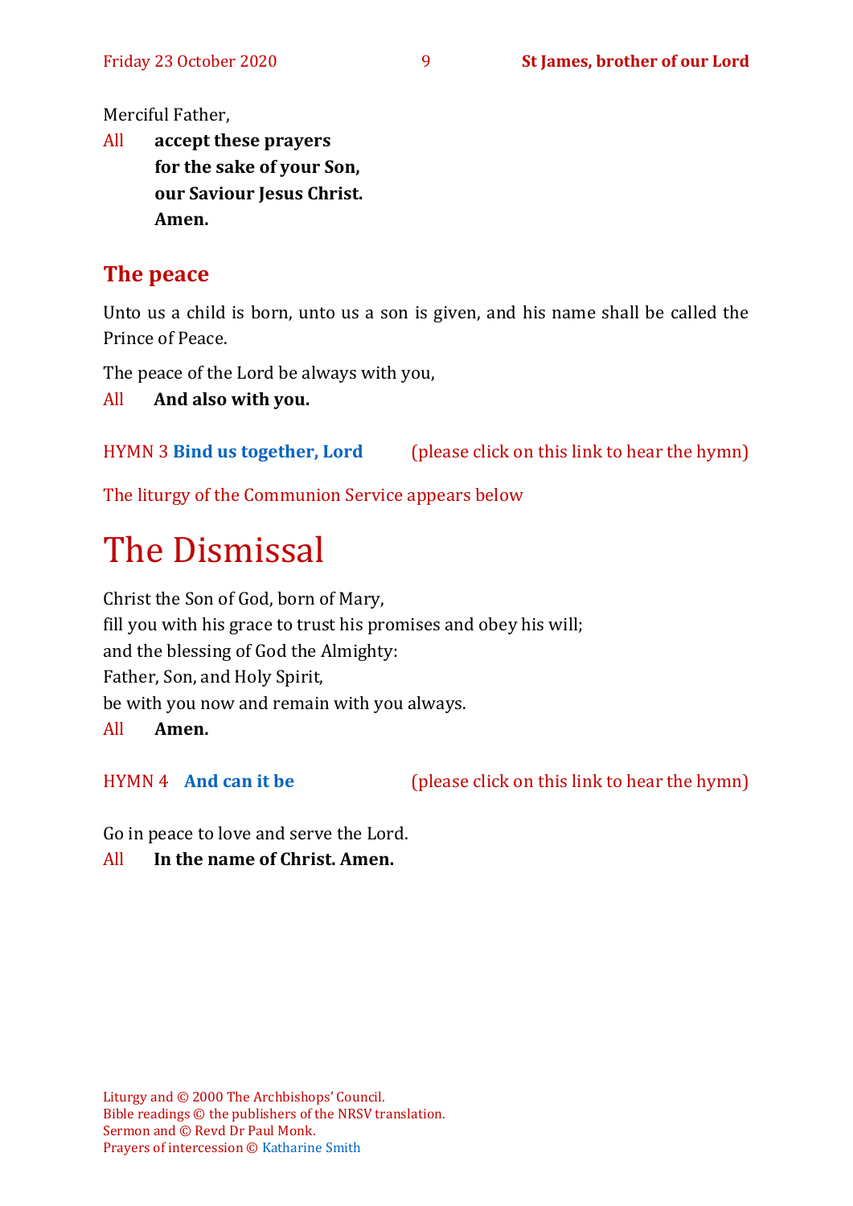Merciful Father,

All **accept these prayers**
**for the sake of your Son,**
**our Saviour Jesus Christ.**
**Amen.**

## The peace

Unto us a child is born, unto us a son is given, and his name shall be called the Prince of Peace.

The peace of the Lord be always with you,

All **And also with you.**

HYMN 3 **Bind us together, Lord** (please click on this link to hear the hymn)

The liturgy of the Communion Service appears below

# The Dismissal

Christ the Son of God, born of Mary,
fill you with his grace to trust his promises and obey his will;
and the blessing of God the Almighty:
Father, Son, and Holy Spirit,
be with you now and remain with you always.

All **Amen.**

HYMN 4 **And can it be** (please click on this link to hear the hymn)

Go in peace to love and serve the Lord.

All **In the name of Christ. Amen.**

Liturgy and © 2000 The Archbishops' Council.
Bible readings © the publishers of the NRSV translation.
Sermon and © Revd Dr Paul Monk.
Prayers of intercession © Katharine Smith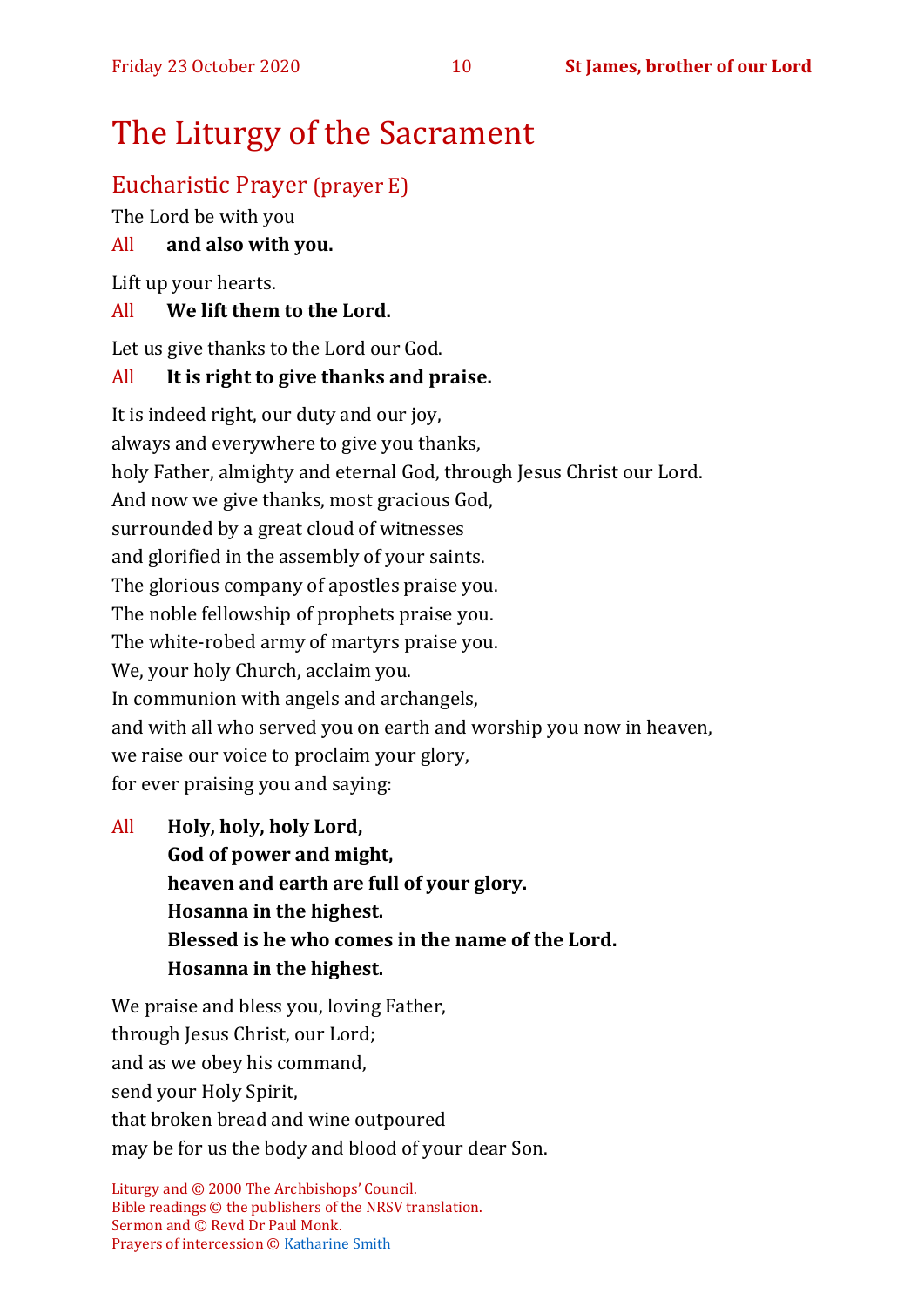# The Liturgy of the Sacrament

## Eucharistic Prayer (prayer E)

The Lord be with you

All **and also with you.**

Lift up your hearts.

All **We lift them to the Lord.**

Let us give thanks to the Lord our God.

All **It is right to give thanks and praise.**

It is indeed right, our duty and our joy,
always and everywhere to give you thanks,
holy Father, almighty and eternal God, through Jesus Christ our Lord.
And now we give thanks, most gracious God,
surrounded by a great cloud of witnesses
and glorified in the assembly of your saints.
The glorious company of apostles praise you.
The noble fellowship of prophets praise you.
The white-robed army of martyrs praise you.
We, your holy Church, acclaim you.
In communion with angels and archangels,
and with all who served you on earth and worship you now in heaven,
we raise our voice to proclaim your glory,
for ever praising you and saying:

All **Holy, holy, holy Lord,**
**God of power and might,**
**heaven and earth are full of your glory.**
**Hosanna in the highest.**
**Blessed is he who comes in the name of the Lord.**
**Hosanna in the highest.**

We praise and bless you, loving Father,
through Jesus Christ, our Lord;
and as we obey his command,
send your Holy Spirit,
that broken bread and wine outpoured
may be for us the body and blood of your dear Son.

Liturgy and © 2000 The Archbishops' Council.
Bible readings © the publishers of the NRSV translation.
Sermon and © Revd Dr Paul Monk.
Prayers of intercession © Katharine Smith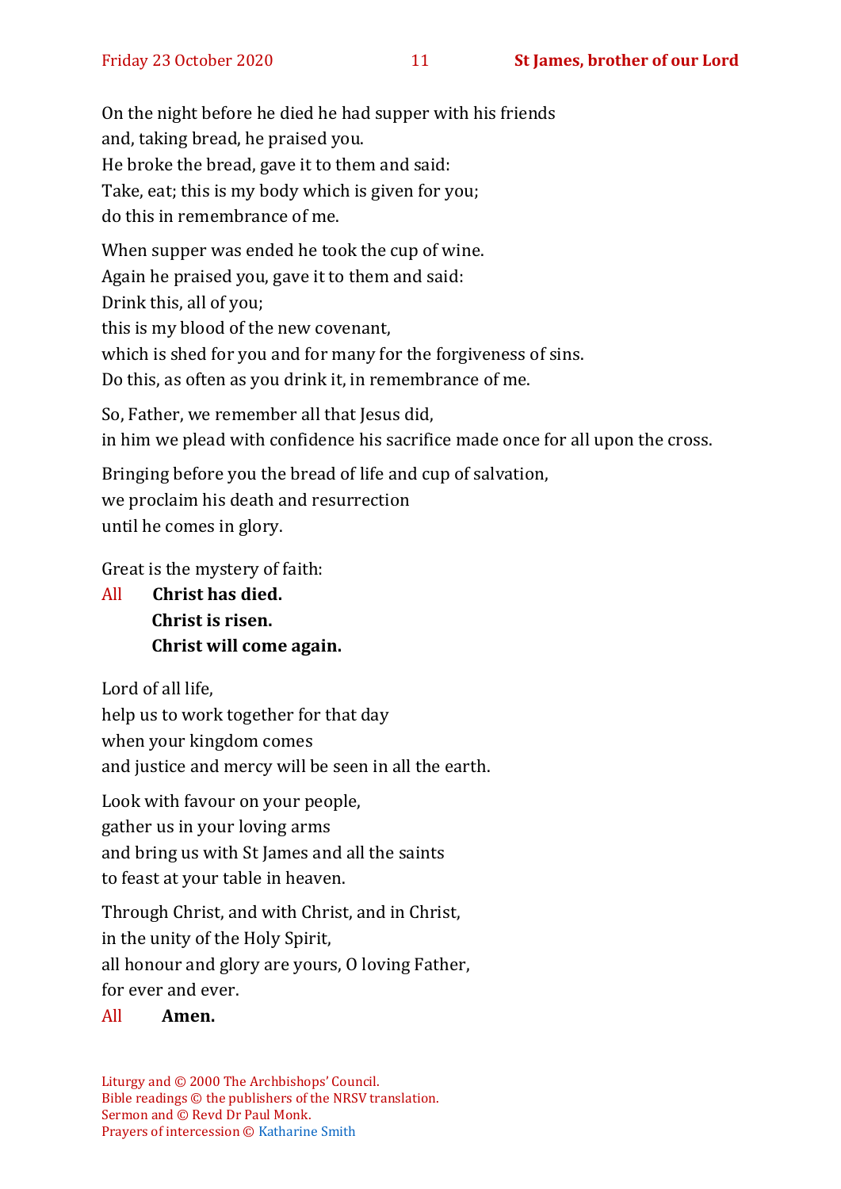On the night before he died he had supper with his friends
and, taking bread, he praised you.
He broke the bread, gave it to them and said:
Take, eat; this is my body which is given for you;
do this in remembrance of me.

When supper was ended he took the cup of wine.
Again he praised you, gave it to them and said:
Drink this, all of you;
this is my blood of the new covenant,
which is shed for you and for many for the forgiveness of sins.
Do this, as often as you drink it, in remembrance of me.

So, Father, we remember all that Jesus did,
in him we plead with confidence his sacrifice made once for all upon the cross.

Bringing before you the bread of life and cup of salvation,
we proclaim his death and resurrection
until he comes in glory.

Great is the mystery of faith:

All **Christ has died.**
**Christ is risen.**
**Christ will come again.**

Lord of all life,
help us to work together for that day
when your kingdom comes
and justice and mercy will be seen in all the earth.

Look with favour on your people,
gather us in your loving arms
and bring us with St James and all the saints
to feast at your table in heaven.

Through Christ, and with Christ, and in Christ,
in the unity of the Holy Spirit,
all honour and glory are yours, O loving Father,
for ever and ever.

All **Amen.**

Liturgy and © 2000 The Archbishops' Council.
Bible readings © the publishers of the NRSV translation.
Sermon and © Revd Dr Paul Monk.
Prayers of intercession © Katharine Smith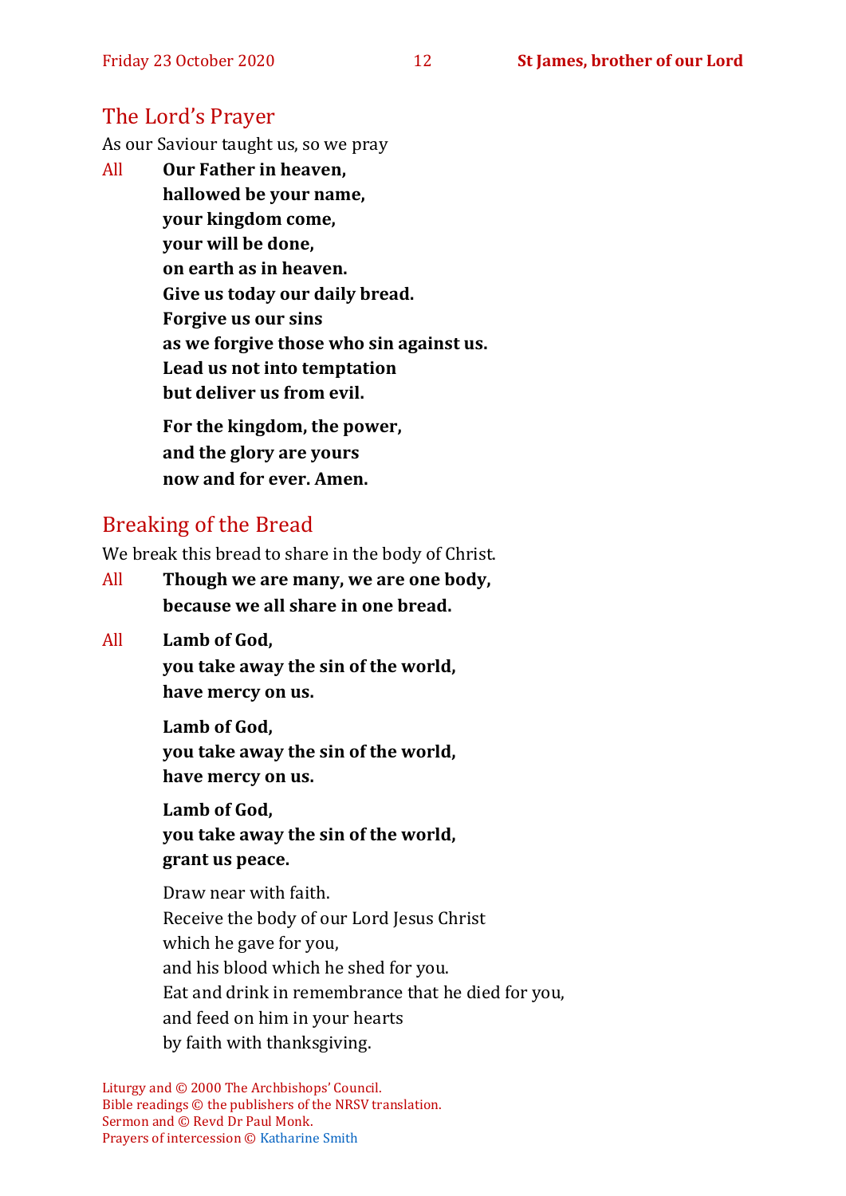## The Lord's Prayer

As our Saviour taught us, so we pray

All **Our Father in heaven,**
**hallowed be your name,**
**your kingdom come,**
**your will be done,**
**on earth as in heaven.**
**Give us today our daily bread.**
**Forgive us our sins**
**as we forgive those who sin against us.**
**Lead us not into temptation**
**but deliver us from evil.**

**For the kingdom, the power,**
**and the glory are yours**
**now and for ever. Amen.**

## Breaking of the Bread

We break this bread to share in the body of Christ.

All **Though we are many, we are one body,**
**because we all share in one bread.**

All **Lamb of God,**
**you take away the sin of the world,**
**have mercy on us.**

**Lamb of God,**
**you take away the sin of the world,**
**have mercy on us.**

**Lamb of God,**
**you take away the sin of the world,**
**grant us peace.**

Draw near with faith.
Receive the body of our Lord Jesus Christ
which he gave for you,
and his blood which he shed for you.
Eat and drink in remembrance that he died for you,
and feed on him in your hearts
by faith with thanksgiving.

Liturgy and © 2000 The Archbishops' Council.
Bible readings © the publishers of the NRSV translation.
Sermon and © Revd Dr Paul Monk.
Prayers of intercession © Katharine Smith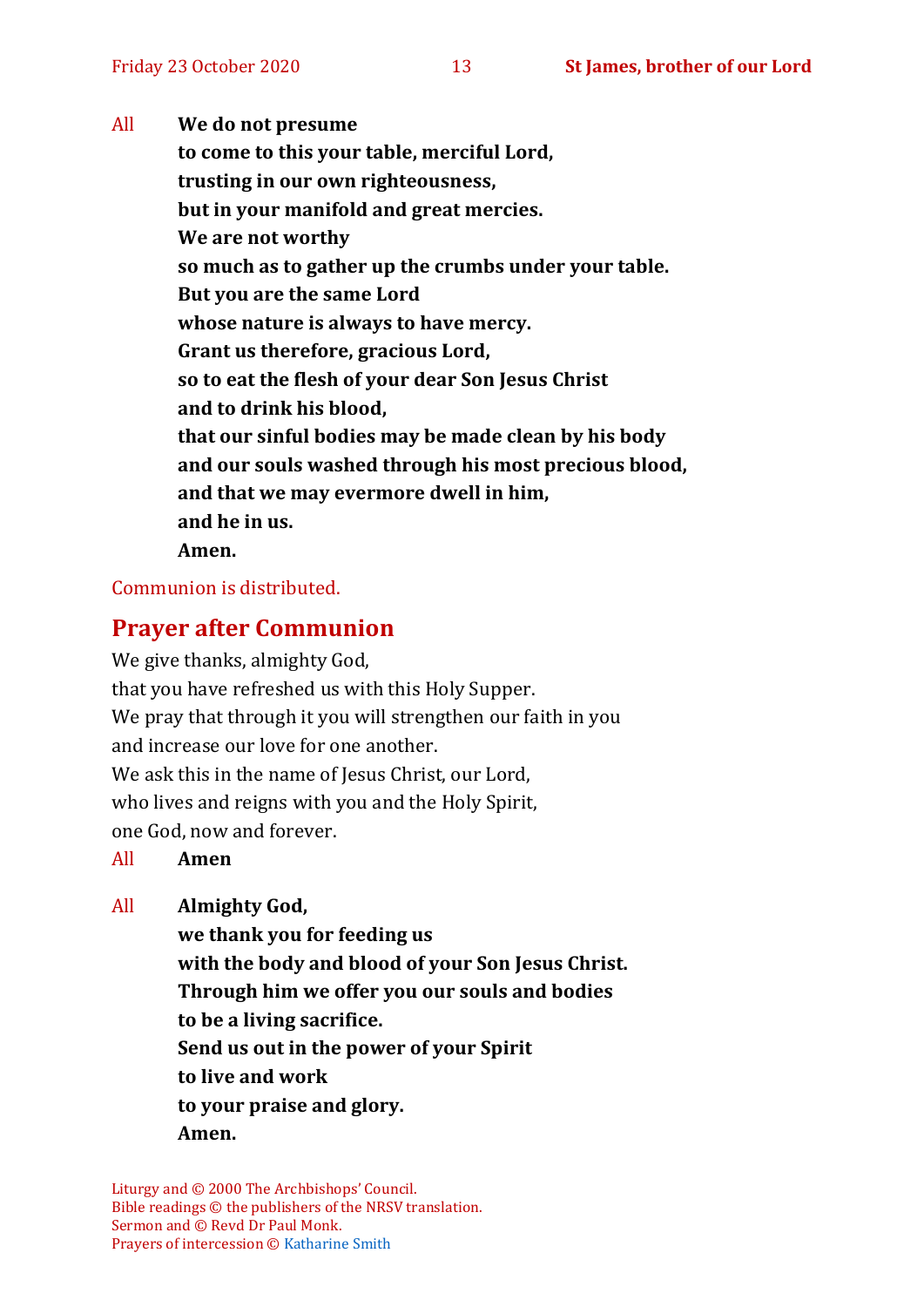All **We do not presume**
**to come to this your table, merciful Lord,**
**trusting in our own righteousness,**
**but in your manifold and great mercies.**
**We are not worthy**
**so much as to gather up the crumbs under your table.**
**But you are the same Lord**
**whose nature is always to have mercy.**
**Grant us therefore, gracious Lord,**
**so to eat the flesh of your dear Son Jesus Christ**
**and to drink his blood,**
**that our sinful bodies may be made clean by his body**
**and our souls washed through his most precious blood,**
**and that we may evermore dwell in him,**
**and he in us.**
**Amen.**

Communion is distributed.

## Prayer after Communion

We give thanks, almighty God,
that you have refreshed us with this Holy Supper.
We pray that through it you will strengthen our faith in you
and increase our love for one another.
We ask this in the name of Jesus Christ, our Lord,
who lives and reigns with you and the Holy Spirit,
one God, now and forever.

All **Amen**

All **Almighty God,**
**we thank you for feeding us**
**with the body and blood of your Son Jesus Christ.**
**Through him we offer you our souls and bodies**
**to be a living sacrifice.**
**Send us out in the power of your Spirit**
**to live and work**
**to your praise and glory.**
**Amen.**

Liturgy and © 2000 The Archbishops' Council.
Bible readings © the publishers of the NRSV translation.
Sermon and © Revd Dr Paul Monk.
Prayers of intercession © Katharine Smith